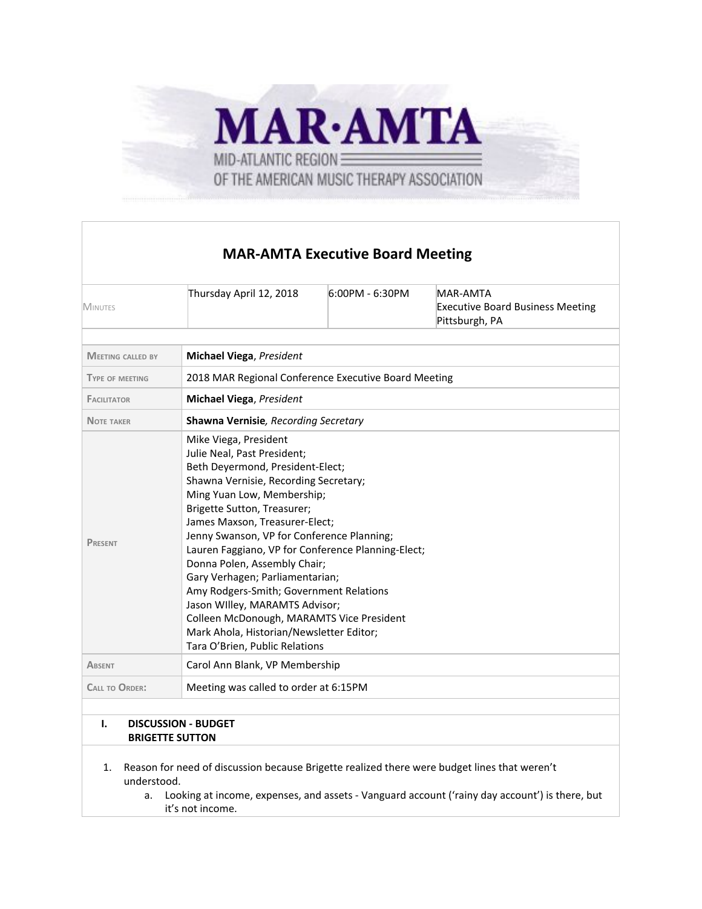MAR·AMTA
MID-ATLANTIC REGION
OF THE AMERICAN MUSIC THERAPY ASSOCIATION

# MAR-AMTA Executive Board Meeting

| Minutes | Thursday April 12, 2018 | 6:00PM - 6:30PM | MAR-AMTA Executive Board Business Meeting Pittsburgh, PA |
|---|---|---|---|

| | |
|---|---|
| Meeting called by | **Michael Viega**, *President* |
| Type of meeting | 2018 MAR Regional Conference Executive Board Meeting |
| Facilitator | **Michael Viega**, *President* |
| Note taker | **Shawna Vernisie**, *Recording Secretary* |
| Present | Mike Viega, President<br>Julie Neal, Past President;<br>Beth Deyermond, President-Elect;<br>Shawna Vernisie, Recording Secretary;<br>Ming Yuan Low, Membership;<br>Brigette Sutton, Treasurer;<br>James Maxson, Treasurer-Elect;<br>Jenny Swanson, VP for Conference Planning;<br>Lauren Faggiano, VP for Conference Planning-Elect;<br>Donna Polen, Assembly Chair;<br>Gary Verhagen; Parliamentarian;<br>Amy Rodgers-Smith; Government Relations<br>Jason WIlley, MARAMTS Advisor;<br>Colleen McDonough, MARAMTS Vice President<br>Mark Ahola, Historian/Newsletter Editor;<br>Tara O'Brien, Public Relations |
| Absent | Carol Ann Blank, VP Membership |
| Call to Order: | Meeting was called to order at 6:15PM |

## I. DISCUSSION - BUDGET
**BRIGETTE SUTTON**

1. Reason for need of discussion because Brigette realized there were budget lines that weren't understood.
   a. Looking at income, expenses, and assets - Vanguard account ('rainy day account') is there, but it's not income.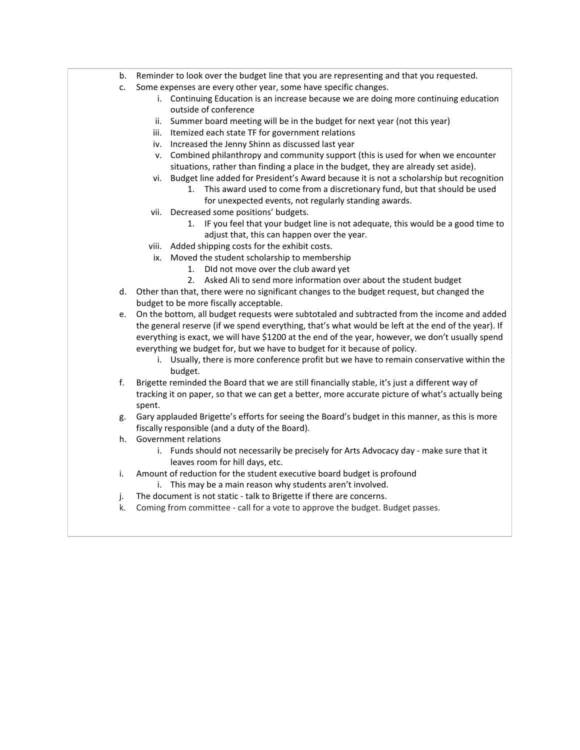b. Reminder to look over the budget line that you are representing and that you requested.

c. Some expenses are every other year, some have specific changes.
   - i. Continuing Education is an increase because we are doing more continuing education outside of conference
   - ii. Summer board meeting will be in the budget for next year (not this year)
   - iii. Itemized each state TF for government relations
   - iv. Increased the Jenny Shinn as discussed last year
   - v. Combined philanthropy and community support (this is used for when we encounter situations, rather than finding a place in the budget, they are already set aside).
   - vi. Budget line added for President's Award because it is not a scholarship but recognition
     1. This award used to come from a discretionary fund, but that should be used for unexpected events, not regularly standing awards.
   - vii. Decreased some positions' budgets.
     1. IF you feel that your budget line is not adequate, this would be a good time to adjust that, this can happen over the year.
   - viii. Added shipping costs for the exhibit costs.
   - ix. Moved the student scholarship to membership
     1. DId not move over the club award yet
     2. Asked Ali to send more information over about the student budget

d. Other than that, there were no significant changes to the budget request, but changed the budget to be more fiscally acceptable.

e. On the bottom, all budget requests were subtotaled and subtracted from the income and added the general reserve (if we spend everything, that's what would be left at the end of the year). If everything is exact, we will have $1200 at the end of the year, however, we don't usually spend everything we budget for, but we have to budget for it because of policy.
   - i. Usually, there is more conference profit but we have to remain conservative within the budget.

f. Brigette reminded the Board that we are still financially stable, it's just a different way of tracking it on paper, so that we can get a better, more accurate picture of what's actually being spent.

g. Gary applauded Brigette's efforts for seeing the Board's budget in this manner, as this is more fiscally responsible (and a duty of the Board).

h. Government relations
   - i. Funds should not necessarily be precisely for Arts Advocacy day - make sure that it leaves room for hill days, etc.

i. Amount of reduction for the student executive board budget is profound
   - i. This may be a main reason why students aren't involved.

j. The document is not static - talk to Brigette if there are concerns.

k. Coming from committee - call for a vote to approve the budget. Budget passes.